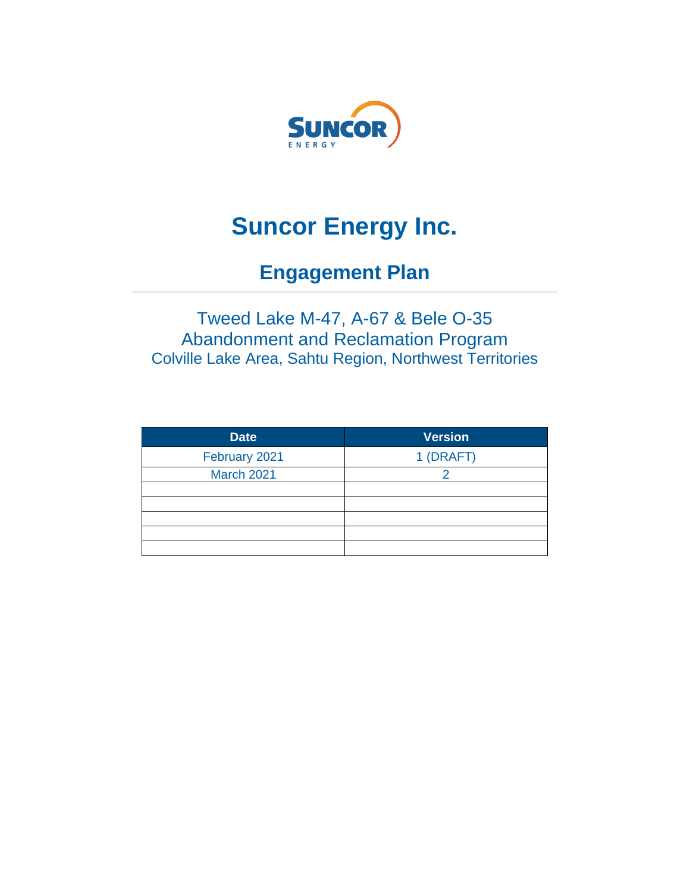SUNCOR ENERGY

# Suncor Energy Inc.

## Engagement Plan

Tweed Lake M-47, A-67 & Bele O-35
Abandonment and Reclamation Program
Colville Lake Area, Sahtu Region, Northwest Territories

| Date | Version |
| --- | --- |
| February 2021 | 1 (DRAFT) |
| March 2021 | 2 |
| | |
| | |
| | |
| | |
| | |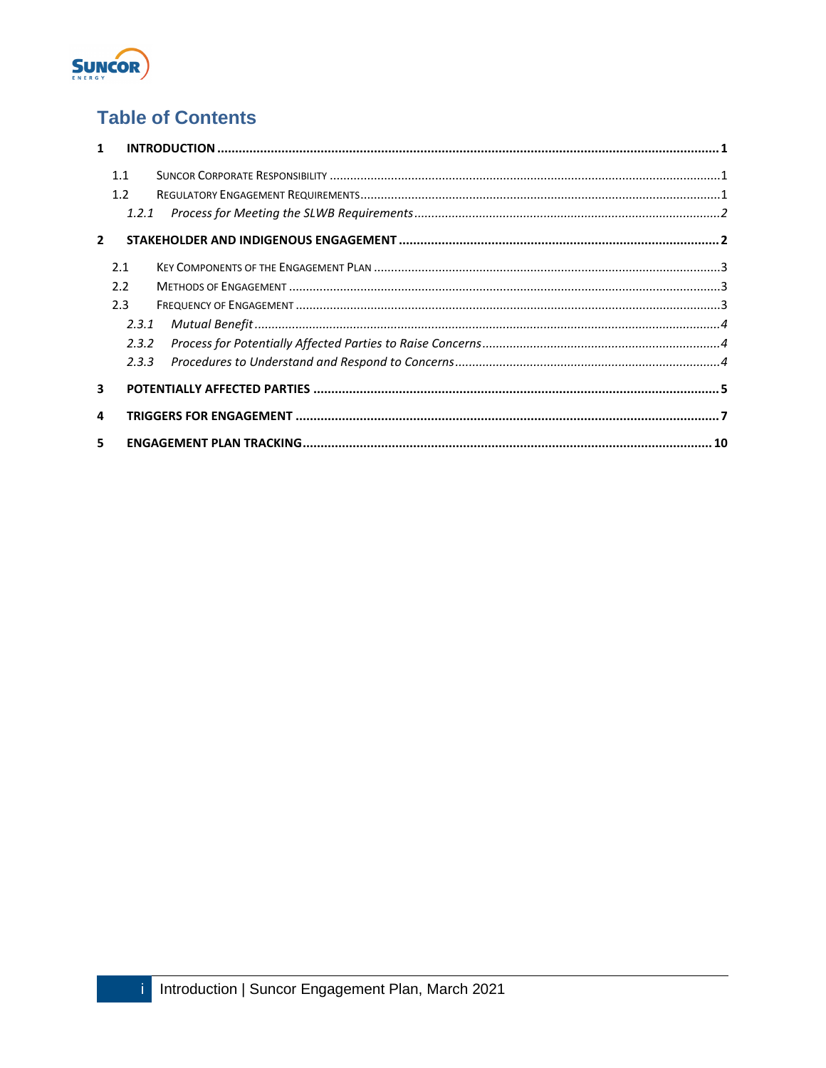# Table of Contents

**1 INTRODUCTION ........................................................ 1**

- 1.1 SUNCOR CORPORATE RESPONSIBILITY ........................................................ 1
- 1.2 REGULATORY ENGAGEMENT REQUIREMENTS ........................................................ 1
  - *1.2.1 Process for Meeting the SLWB Requirements ........................................................ 2*

**2 STAKEHOLDER AND INDIGENOUS ENGAGEMENT ........................................................ 2**

- 2.1 KEY COMPONENTS OF THE ENGAGEMENT PLAN ........................................................ 3
- 2.2 METHODS OF ENGAGEMENT ........................................................ 3
- 2.3 FREQUENCY OF ENGAGEMENT ........................................................ 3
  - *2.3.1 Mutual Benefit ........................................................ 4*
  - *2.3.2 Process for Potentially Affected Parties to Raise Concerns ........................................................ 4*
  - *2.3.3 Procedures to Understand and Respond to Concerns ........................................................ 4*

**3 POTENTIALLY AFFECTED PARTIES ........................................................ 5**

**4 TRIGGERS FOR ENGAGEMENT ........................................................ 7**

**5 ENGAGEMENT PLAN TRACKING ........................................................ 10**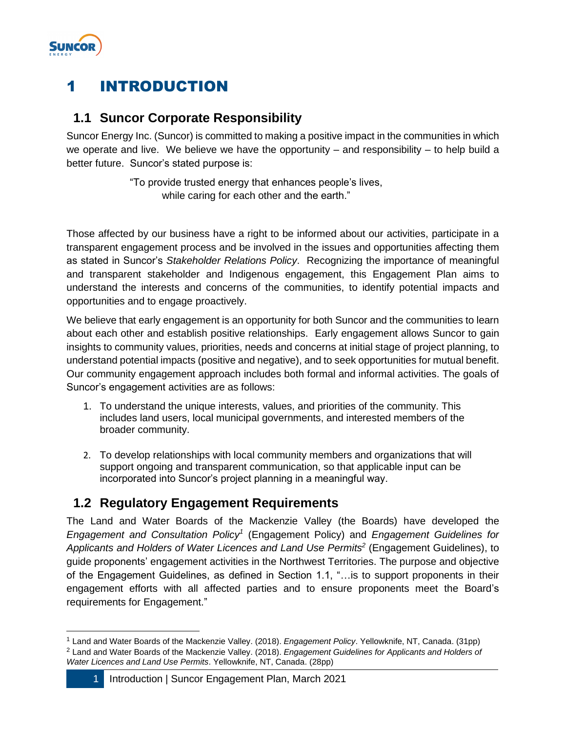# 1 INTRODUCTION

## 1.1 Suncor Corporate Responsibility

Suncor Energy Inc. (Suncor) is committed to making a positive impact in the communities in which we operate and live. We believe we have the opportunity – and responsibility – to help build a better future. Suncor's stated purpose is:

> "To provide trusted energy that enhances people's lives,
> while caring for each other and the earth."

Those affected by our business have a right to be informed about our activities, participate in a transparent engagement process and be involved in the issues and opportunities affecting them as stated in Suncor's *Stakeholder Relations Policy*. Recognizing the importance of meaningful and transparent stakeholder and Indigenous engagement, this Engagement Plan aims to understand the interests and concerns of the communities, to identify potential impacts and opportunities and to engage proactively.

We believe that early engagement is an opportunity for both Suncor and the communities to learn about each other and establish positive relationships. Early engagement allows Suncor to gain insights to community values, priorities, needs and concerns at initial stage of project planning, to understand potential impacts (positive and negative), and to seek opportunities for mutual benefit. Our community engagement approach includes both formal and informal activities. The goals of Suncor's engagement activities are as follows:

1. To understand the unique interests, values, and priorities of the community. This includes land users, local municipal governments, and interested members of the broader community.
2. To develop relationships with local community members and organizations that will support ongoing and transparent communication, so that applicable input can be incorporated into Suncor's project planning in a meaningful way.

## 1.2 Regulatory Engagement Requirements

The Land and Water Boards of the Mackenzie Valley (the Boards) have developed the *Engagement and Consultation Policy*[1] (Engagement Policy) and *Engagement Guidelines for Applicants and Holders of Water Licences and Land Use Permits*[2] (Engagement Guidelines), to guide proponents' engagement activities in the Northwest Territories. The purpose and objective of the Engagement Guidelines, as defined in Section 1.1, "…is to support proponents in their engagement efforts with all affected parties and to ensure proponents meet the Board's requirements for Engagement."

[1] Land and Water Boards of the Mackenzie Valley. (2018). *Engagement Policy*. Yellowknife, NT, Canada. (31pp)

[2] Land and Water Boards of the Mackenzie Valley. (2018). *Engagement Guidelines for Applicants and Holders of Water Licences and Land Use Permits*. Yellowknife, NT, Canada. (28pp)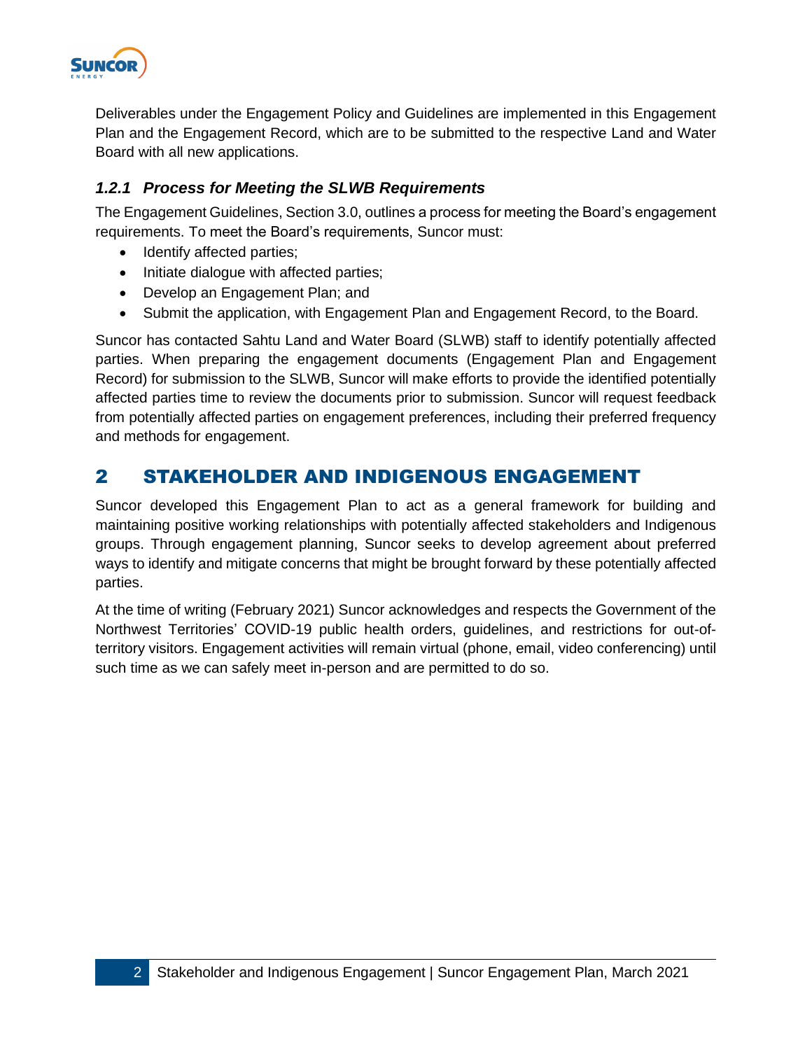Deliverables under the Engagement Policy and Guidelines are implemented in this Engagement Plan and the Engagement Record, which are to be submitted to the respective Land and Water Board with all new applications.

### *1.2.1 Process for Meeting the SLWB Requirements*

The Engagement Guidelines, Section 3.0, outlines a process for meeting the Board's engagement requirements. To meet the Board's requirements, Suncor must:

- Identify affected parties;
- Initiate dialogue with affected parties;
- Develop an Engagement Plan; and
- Submit the application, with Engagement Plan and Engagement Record, to the Board.

Suncor has contacted Sahtu Land and Water Board (SLWB) staff to identify potentially affected parties. When preparing the engagement documents (Engagement Plan and Engagement Record) for submission to the SLWB, Suncor will make efforts to provide the identified potentially affected parties time to review the documents prior to submission. Suncor will request feedback from potentially affected parties on engagement preferences, including their preferred frequency and methods for engagement.

# 2 STAKEHOLDER AND INDIGENOUS ENGAGEMENT

Suncor developed this Engagement Plan to act as a general framework for building and maintaining positive working relationships with potentially affected stakeholders and Indigenous groups. Through engagement planning, Suncor seeks to develop agreement about preferred ways to identify and mitigate concerns that might be brought forward by these potentially affected parties.

At the time of writing (February 2021) Suncor acknowledges and respects the Government of the Northwest Territories' COVID-19 public health orders, guidelines, and restrictions for out-of-territory visitors. Engagement activities will remain virtual (phone, email, video conferencing) until such time as we can safely meet in-person and are permitted to do so.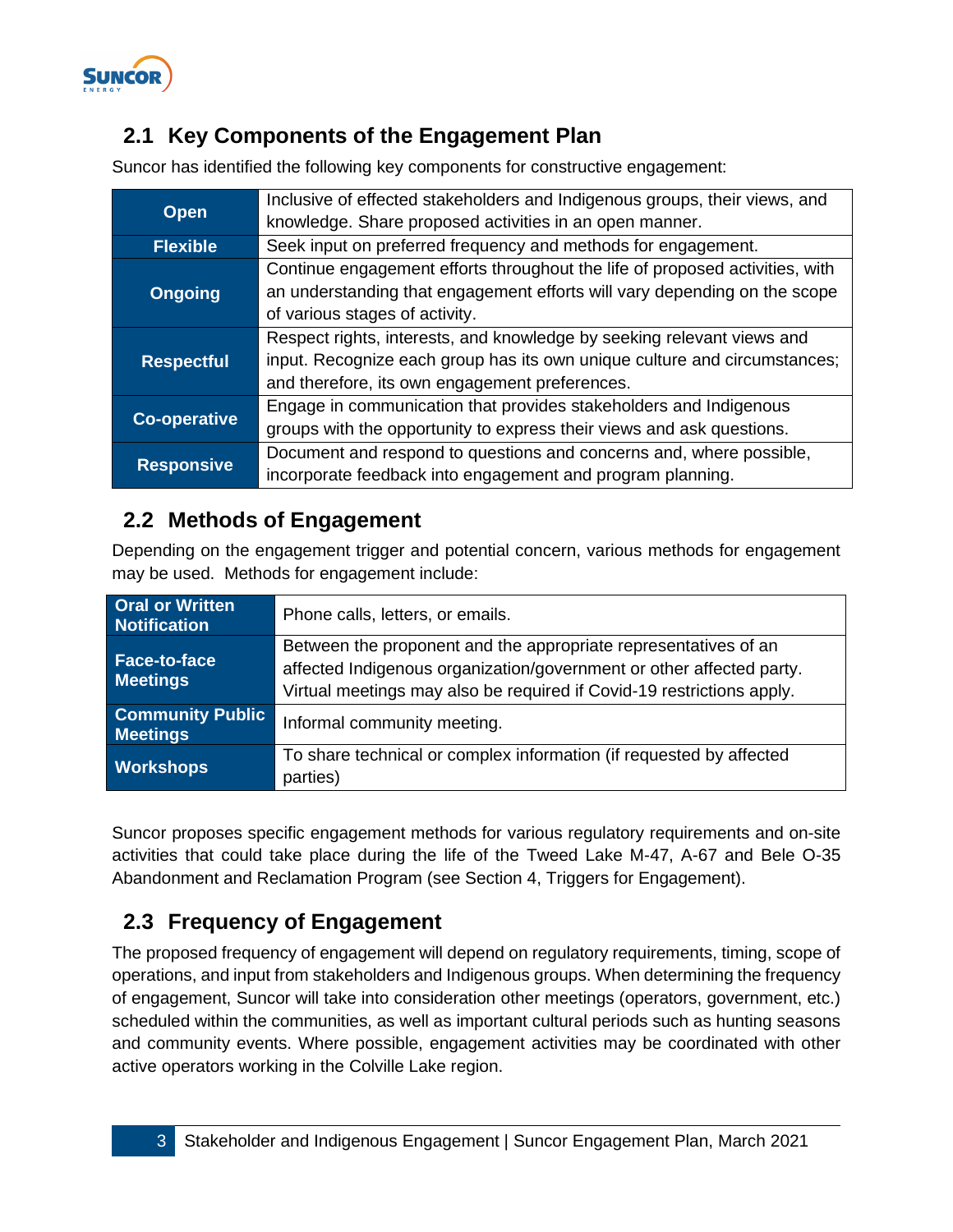## 2.1 Key Components of the Engagement Plan

Suncor has identified the following key components for constructive engagement:

| | |
|---|---|
| **Open** | Inclusive of effected stakeholders and Indigenous groups, their views, and knowledge. Share proposed activities in an open manner. |
| **Flexible** | Seek input on preferred frequency and methods for engagement. |
| **Ongoing** | Continue engagement efforts throughout the life of proposed activities, with an understanding that engagement efforts will vary depending on the scope of various stages of activity. |
| **Respectful** | Respect rights, interests, and knowledge by seeking relevant views and input. Recognize each group has its own unique culture and circumstances; and therefore, its own engagement preferences. |
| **Co-operative** | Engage in communication that provides stakeholders and Indigenous groups with the opportunity to express their views and ask questions. |
| **Responsive** | Document and respond to questions and concerns and, where possible, incorporate feedback into engagement and program planning. |

## 2.2 Methods of Engagement

Depending on the engagement trigger and potential concern, various methods for engagement may be used. Methods for engagement include:

| | |
|---|---|
| **Oral or Written Notification** | Phone calls, letters, or emails. |
| **Face-to-face Meetings** | Between the proponent and the appropriate representatives of an affected Indigenous organization/government or other affected party. Virtual meetings may also be required if Covid-19 restrictions apply. |
| **Community Public Meetings** | Informal community meeting. |
| **Workshops** | To share technical or complex information (if requested by affected parties) |

Suncor proposes specific engagement methods for various regulatory requirements and on-site activities that could take place during the life of the Tweed Lake M-47, A-67 and Bele O-35 Abandonment and Reclamation Program (see Section 4, Triggers for Engagement).

## 2.3 Frequency of Engagement

The proposed frequency of engagement will depend on regulatory requirements, timing, scope of operations, and input from stakeholders and Indigenous groups. When determining the frequency of engagement, Suncor will take into consideration other meetings (operators, government, etc.) scheduled within the communities, as well as important cultural periods such as hunting seasons and community events. Where possible, engagement activities may be coordinated with other active operators working in the Colville Lake region.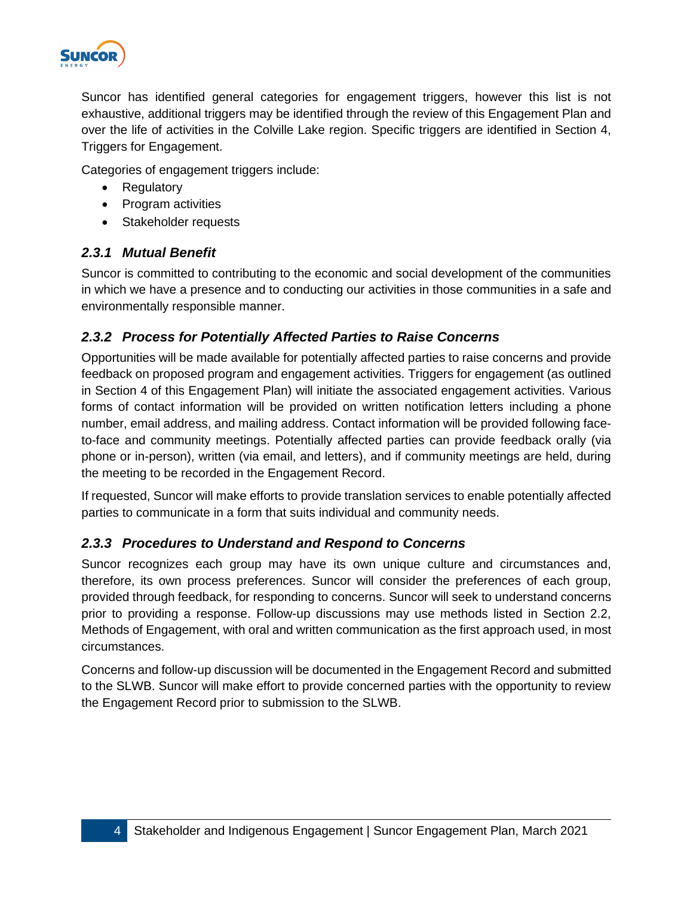Suncor has identified general categories for engagement triggers, however this list is not exhaustive, additional triggers may be identified through the review of this Engagement Plan and over the life of activities in the Colville Lake region. Specific triggers are identified in Section 4, Triggers for Engagement.

Categories of engagement triggers include:

- Regulatory
- Program activities
- Stakeholder requests

### *2.3.1 Mutual Benefit*

Suncor is committed to contributing to the economic and social development of the communities in which we have a presence and to conducting our activities in those communities in a safe and environmentally responsible manner.

### *2.3.2 Process for Potentially Affected Parties to Raise Concerns*

Opportunities will be made available for potentially affected parties to raise concerns and provide feedback on proposed program and engagement activities. Triggers for engagement (as outlined in Section 4 of this Engagement Plan) will initiate the associated engagement activities. Various forms of contact information will be provided on written notification letters including a phone number, email address, and mailing address. Contact information will be provided following face-to-face and community meetings. Potentially affected parties can provide feedback orally (via phone or in-person), written (via email, and letters), and if community meetings are held, during the meeting to be recorded in the Engagement Record.

If requested, Suncor will make efforts to provide translation services to enable potentially affected parties to communicate in a form that suits individual and community needs.

### *2.3.3 Procedures to Understand and Respond to Concerns*

Suncor recognizes each group may have its own unique culture and circumstances and, therefore, its own process preferences. Suncor will consider the preferences of each group, provided through feedback, for responding to concerns. Suncor will seek to understand concerns prior to providing a response. Follow-up discussions may use methods listed in Section 2.2, Methods of Engagement, with oral and written communication as the first approach used, in most circumstances.

Concerns and follow-up discussion will be documented in the Engagement Record and submitted to the SLWB. Suncor will make effort to provide concerned parties with the opportunity to review the Engagement Record prior to submission to the SLWB.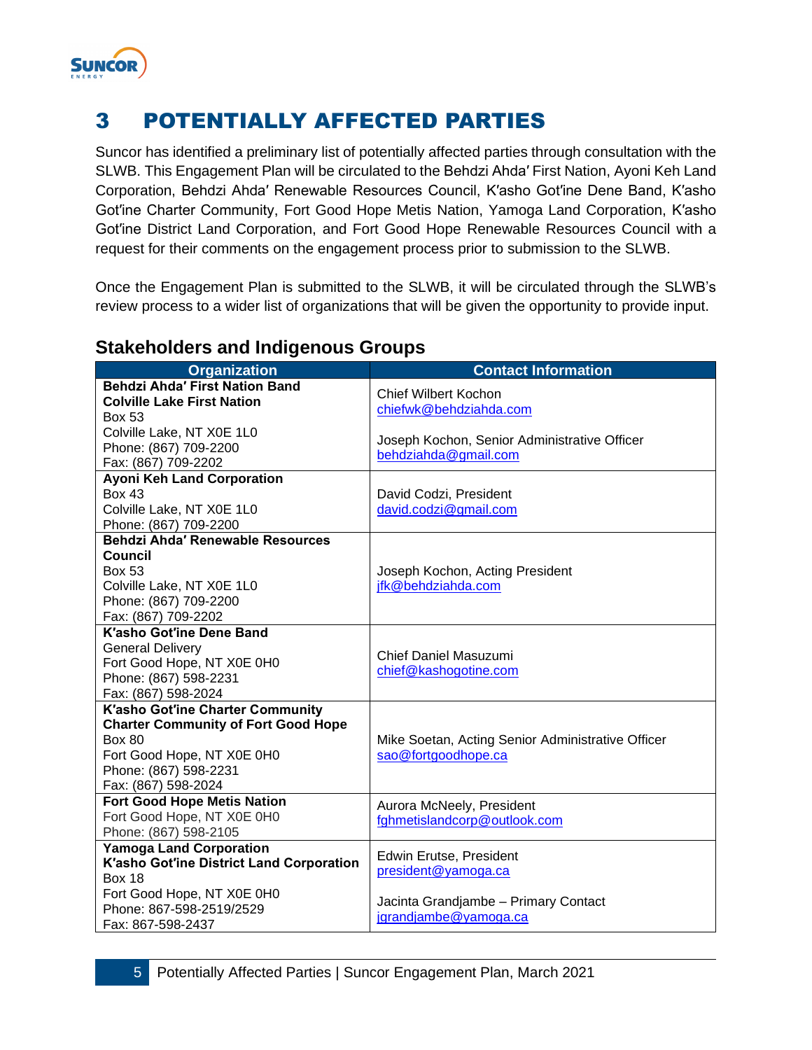# 3 POTENTIALLY AFFECTED PARTIES

Suncor has identified a preliminary list of potentially affected parties through consultation with the SLWB. This Engagement Plan will be circulated to the Behdzi Ahda′ First Nation, Ayoni Keh Land Corporation, Behdzi Ahda′ Renewable Resources Council, K′asho Got′ine Dene Band, K′asho Got′ine Charter Community, Fort Good Hope Metis Nation, Yamoga Land Corporation, K′asho Got′ine District Land Corporation, and Fort Good Hope Renewable Resources Council with a request for their comments on the engagement process prior to submission to the SLWB.

Once the Engagement Plan is submitted to the SLWB, it will be circulated through the SLWB's review process to a wider list of organizations that will be given the opportunity to provide input.

## Stakeholders and Indigenous Groups

| Organization | Contact Information |
|---|---|
| **Behdzi Ahda′ First Nation Band**<br>**Colville Lake First Nation**<br>Box 53<br>Colville Lake, NT X0E 1L0<br>Phone: (867) 709-2200<br>Fax: (867) 709-2202 | Chief Wilbert Kochon<br>chiefwk@behdziahda.com<br><br>Joseph Kochon, Senior Administrative Officer<br>behdziahda@gmail.com |
| **Ayoni Keh Land Corporation**<br>Box 43<br>Colville Lake, NT X0E 1L0<br>Phone: (867) 709-2200 | David Codzi, President<br>david.codzi@gmail.com |
| **Behdzi Ahda′ Renewable Resources Council**<br>Box 53<br>Colville Lake, NT X0E 1L0<br>Phone: (867) 709-2200<br>Fax: (867) 709-2202 | Joseph Kochon, Acting President<br>jfk@behdziahda.com |
| **K′asho Got′ine Dene Band**<br>General Delivery<br>Fort Good Hope, NT X0E 0H0<br>Phone: (867) 598-2231<br>Fax: (867) 598-2024 | Chief Daniel Masuzumi<br>chief@kashogotine.com |
| **K′asho Got′ine Charter Community**<br>**Charter Community of Fort Good Hope**<br>Box 80<br>Fort Good Hope, NT X0E 0H0<br>Phone: (867) 598-2231<br>Fax: (867) 598-2024 | Mike Soetan, Acting Senior Administrative Officer<br>sao@fortgoodhope.ca |
| **Fort Good Hope Metis Nation**<br>Fort Good Hope, NT X0E 0H0<br>Phone: (867) 598-2105 | Aurora McNeely, President<br>fghmetislandcorp@outlook.com |
| **Yamoga Land Corporation**<br>**K′asho Got′ine District Land Corporation**<br>Box 18<br>Fort Good Hope, NT X0E 0H0<br>Phone: 867-598-2519/2529<br>Fax: 867-598-2437 | Edwin Erutse, President<br>president@yamoga.ca<br><br>Jacinta Grandjambe – Primary Contact<br>jgrandjambe@yamoga.ca |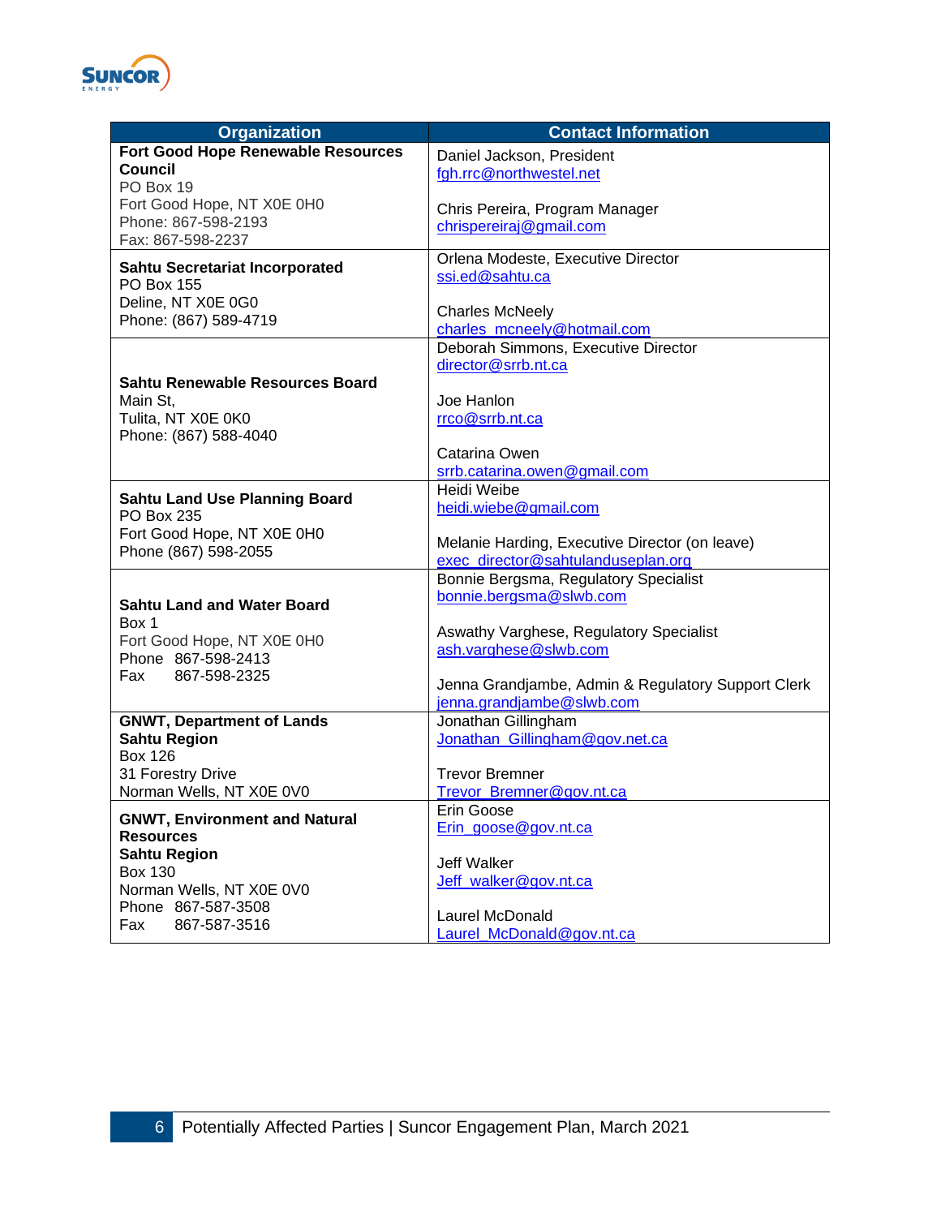| Organization | Contact Information |
|---|---|
| **Fort Good Hope Renewable Resources Council**<br>PO Box 19<br>Fort Good Hope, NT X0E 0H0<br>Phone: 867-598-2193<br>Fax: 867-598-2237 | Daniel Jackson, President<br>fgh.rrc@northwestel.net<br><br>Chris Pereira, Program Manager<br>chrispereiraj@gmail.com |
| **Sahtu Secretariat Incorporated**<br>PO Box 155<br>Deline, NT X0E 0G0<br>Phone: (867) 589-4719 | Orlena Modeste, Executive Director<br>ssi.ed@sahtu.ca<br><br>Charles McNeely<br>charles_mcneely@hotmail.com |
| **Sahtu Renewable Resources Board**<br>Main St,<br>Tulita, NT X0E 0K0<br>Phone: (867) 588-4040 | Deborah Simmons, Executive Director<br>director@srrb.nt.ca<br><br>Joe Hanlon<br>rrco@srrb.nt.ca<br><br>Catarina Owen<br>srrb.catarina.owen@gmail.com |
| **Sahtu Land Use Planning Board**<br>PO Box 235<br>Fort Good Hope, NT X0E 0H0<br>Phone (867) 598-2055 | Heidi Weibe<br>heidi.wiebe@gmail.com<br><br>Melanie Harding, Executive Director (on leave)<br>exec_director@sahtulanduseplan.org |
| **Sahtu Land and Water Board**<br>Box 1<br>Fort Good Hope, NT X0E 0H0<br>Phone 867-598-2413<br>Fax 867-598-2325 | Bonnie Bergsma, Regulatory Specialist<br>bonnie.bergsma@slwb.com<br><br>Aswathy Varghese, Regulatory Specialist<br>ash.varghese@slwb.com<br><br>Jenna Grandjambe, Admin & Regulatory Support Clerk<br>jenna.grandjambe@slwb.com |
| **GNWT, Department of Lands Sahtu Region**<br>Box 126<br>31 Forestry Drive<br>Norman Wells, NT X0E 0V0 | Jonathan Gillingham<br>Jonathan_Gillingham@gov.net.ca<br><br>Trevor Bremner<br>Trevor_Bremner@gov.nt.ca |
| **GNWT, Environment and Natural Resources**<br>**Sahtu Region**<br>Box 130<br>Norman Wells, NT X0E 0V0<br>Phone 867-587-3508<br>Fax 867-587-3516 | Erin Goose<br>Erin_goose@gov.nt.ca<br><br>Jeff Walker<br>Jeff_walker@gov.nt.ca<br><br>Laurel McDonald<br>Laurel_McDonald@gov.nt.ca |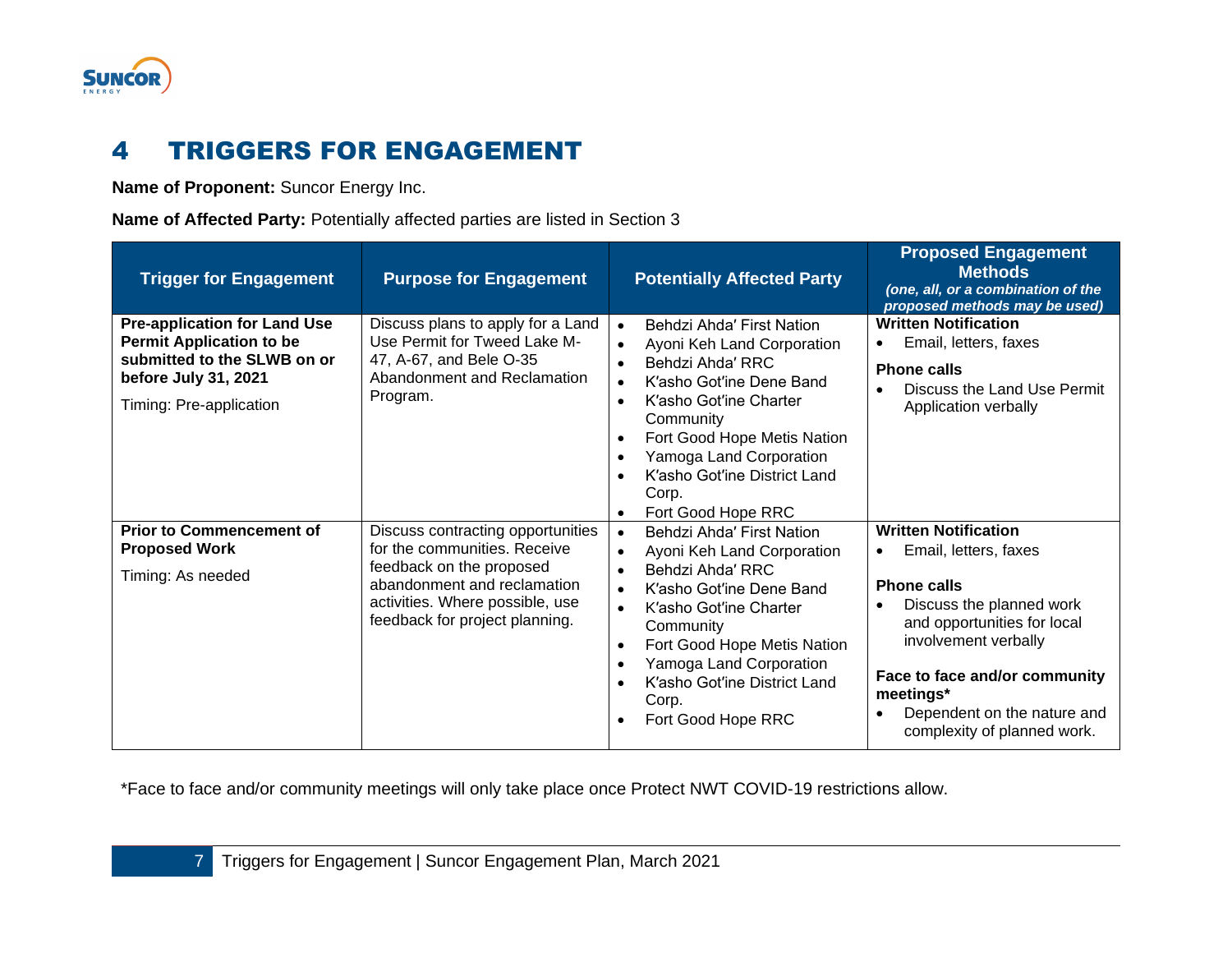# 4 TRIGGERS FOR ENGAGEMENT

**Name of Proponent:** Suncor Energy Inc.

**Name of Affected Party:** Potentially affected parties are listed in Section 3

| Trigger for Engagement | Purpose for Engagement | Potentially Affected Party | Proposed Engagement Methods *(one, all, or a combination of the proposed methods may be used)* |
|---|---|---|---|
| **Pre-application for Land Use Permit Application to be submitted to the SLWB on or before July 31, 2021**<br><br>Timing: Pre-application | Discuss plans to apply for a Land Use Permit for Tweed Lake M-47, A-67, and Bele O-35 Abandonment and Reclamation Program. | • Behdzi Ahda′ First Nation<br>• Ayoni Keh Land Corporation<br>• Behdzi Ahda′ RRC<br>• K′asho Got′ine Dene Band<br>• K′asho Got′ine Charter Community<br>• Fort Good Hope Metis Nation<br>• Yamoga Land Corporation<br>• K′asho Got′ine District Land Corp.<br>• Fort Good Hope RRC | **Written Notification**<br>• Email, letters, faxes<br><br>**Phone calls**<br>• Discuss the Land Use Permit Application verbally |
| **Prior to Commencement of Proposed Work**<br><br>Timing: As needed | Discuss contracting opportunities for the communities. Receive feedback on the proposed abandonment and reclamation activities. Where possible, use feedback for project planning. | • Behdzi Ahda′ First Nation<br>• Ayoni Keh Land Corporation<br>• Behdzi Ahda′ RRC<br>• K′asho Got′ine Dene Band<br>• K′asho Got′ine Charter Community<br>• Fort Good Hope Metis Nation<br>• Yamoga Land Corporation<br>• K′asho Got′ine District Land Corp.<br>• Fort Good Hope RRC | **Written Notification**<br>• Email, letters, faxes<br><br>**Phone calls**<br>• Discuss the planned work and opportunities for local involvement verbally<br><br>**Face to face and/or community meetings***<br>• Dependent on the nature and complexity of planned work. |

*Face to face and/or community meetings will only take place once Protect NWT COVID-19 restrictions allow.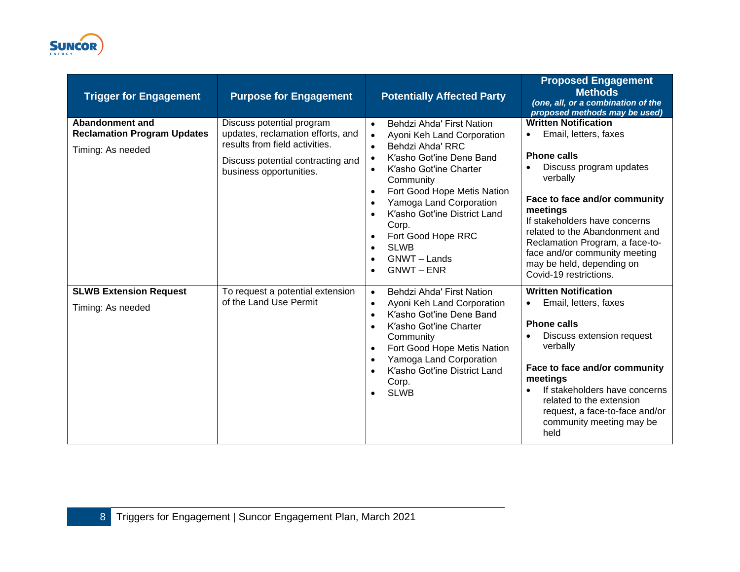| Trigger for Engagement | Purpose for Engagement | Potentially Affected Party | Proposed Engagement Methods *(one, all, or a combination of the proposed methods may be used)* |
|---|---|---|---|
| **Abandonment and Reclamation Program Updates**<br><br>Timing: As needed | Discuss potential program updates, reclamation efforts, and results from field activities.<br><br>Discuss potential contracting and business opportunities. | • Behdzi Ahda′ First Nation<br>• Ayoni Keh Land Corporation<br>• Behdzi Ahda′ RRC<br>• K′asho Got′ine Dene Band<br>• K′asho Got′ine Charter Community<br>• Fort Good Hope Metis Nation<br>• Yamoga Land Corporation<br>• K′asho Got′ine District Land Corp.<br>• Fort Good Hope RRC<br>• SLWB<br>• GNWT – Lands<br>• GNWT – ENR | **Written Notification**<br>• Email, letters, faxes<br><br>**Phone calls**<br>• Discuss program updates verbally<br><br>**Face to face and/or community meetings**<br>If stakeholders have concerns related to the Abandonment and Reclamation Program, a face-to-face and/or community meeting may be held, depending on Covid-19 restrictions. |
| **SLWB Extension Request**<br><br>Timing: As needed | To request a potential extension of the Land Use Permit | • Behdzi Ahda′ First Nation<br>• Ayoni Keh Land Corporation<br>• K′asho Got′ine Dene Band<br>• K′asho Got′ine Charter Community<br>• Fort Good Hope Metis Nation<br>• Yamoga Land Corporation<br>• K′asho Got′ine District Land Corp.<br>• SLWB | **Written Notification**<br>• Email, letters, faxes<br><br>**Phone calls**<br>• Discuss extension request verbally<br><br>**Face to face and/or community meetings**<br>• If stakeholders have concerns related to the extension request, a face-to-face and/or community meeting may be held |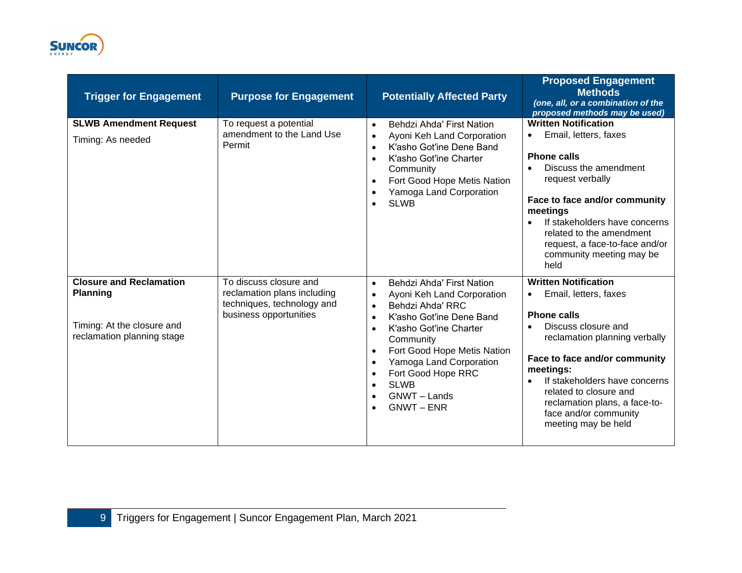| Trigger for Engagement | Purpose for Engagement | Potentially Affected Party | Proposed Engagement Methods *(one, all, or a combination of the proposed methods may be used)* |
|---|---|---|---|
| **SLWB Amendment Request**<br><br>Timing: As needed | To request a potential amendment to the Land Use Permit | • Behdzi Ahda' First Nation<br>• Ayoni Keh Land Corporation<br>• K'asho Got'ine Dene Band<br>• K'asho Got'ine Charter Community<br>• Fort Good Hope Metis Nation<br>• Yamoga Land Corporation<br>• SLWB | **Written Notification**<br>• Email, letters, faxes<br><br>**Phone calls**<br>• Discuss the amendment request verbally<br><br>**Face to face and/or community meetings**<br>• If stakeholders have concerns related to the amendment request, a face-to-face and/or community meeting may be held |
| **Closure and Reclamation Planning**<br><br>Timing: At the closure and reclamation planning stage | To discuss closure and reclamation plans including techniques, technology and business opportunities | • Behdzi Ahda' First Nation<br>• Ayoni Keh Land Corporation<br>• Behdzi Ahda' RRC<br>• K'asho Got'ine Dene Band<br>• K'asho Got'ine Charter Community<br>• Fort Good Hope Metis Nation<br>• Yamoga Land Corporation<br>• Fort Good Hope RRC<br>• SLWB<br>• GNWT – Lands<br>• GNWT – ENR | **Written Notification**<br>• Email, letters, faxes<br><br>**Phone calls**<br>• Discuss closure and reclamation planning verbally<br><br>**Face to face and/or community meetings:**<br>• If stakeholders have concerns related to closure and reclamation plans, a face-to-face and/or community meeting may be held |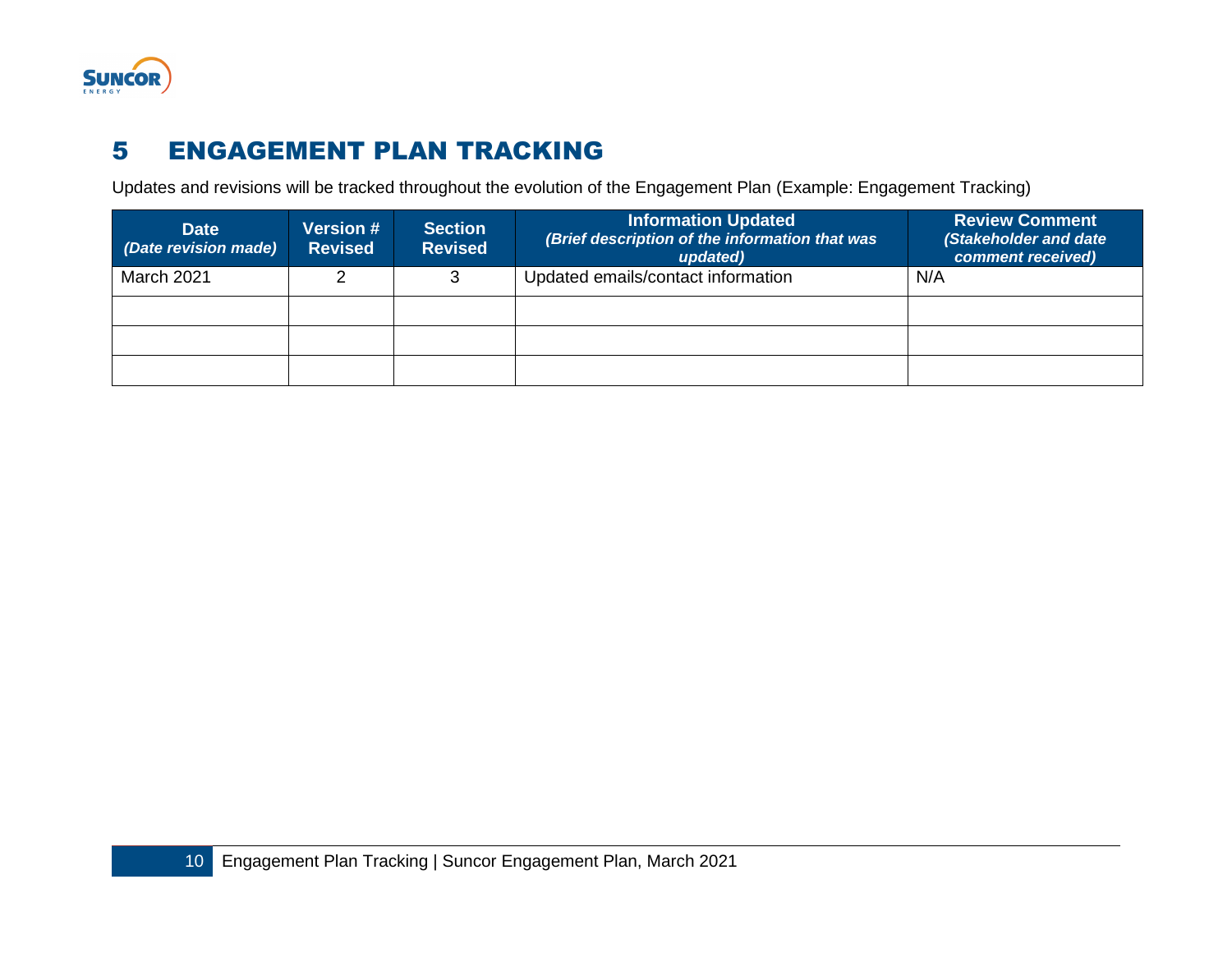# 5 ENGAGEMENT PLAN TRACKING

Updates and revisions will be tracked throughout the evolution of the Engagement Plan (Example: Engagement Tracking)

| Date *(Date revision made)* | Version # Revised | Section Revised | Information Updated *(Brief description of the information that was updated)* | Review Comment *(Stakeholder and date comment received)* |
|---|---|---|---|---|
| March 2021 | 2 | 3 | Updated emails/contact information | N/A |
| | | | | |
| | | | | |
| | | | | |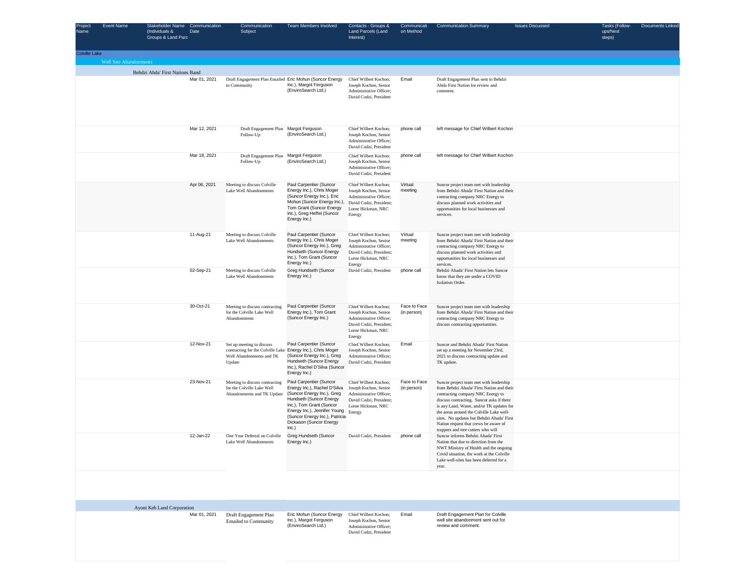| Project Name | Event Name | Stakeholder Name (Individuals & Groups & Land Parc | Communication Date | Communication Subject | Team Members Involved | Contacts - Groups & Land Parcels (Land Interest) | Communication Method | Communication Summary | Issues Discussed | Tasks (Follow-ups/Next steps) | Documents Linked |
|---|---|---|---|---|---|---|---|---|---|---|---|
| Colville Lake | | | | | | | | | | | |
| | Well Site Abandonments | | | | | | | | | | |
| | | Behdzi Ahda' First Nations Band | | | | | | | | | |
| | | | Mar 01, 2021 | Draft Engagement Plan Emailed to Community | Eric Mohun (Suncor Energy Inc.), Margot Ferguson (EnviroSearch Ltd.) | Chief Wilbert Kochon; Joseph Kochon, Senior Administrative Officer; David Codzi, President | Email | Draft Engagement Plan sent to Behdzi Ahda First Nation for review and comment. | | | |
| | | | Mar 12, 2021 | Draft Engagement Plan Follow-Up | Margot Ferguson (EnviroSearch Ltd.) | Chief Wilbert Kochon; Joseph Kochon, Senior Administrative Officer; David Codzi, President | phone call | left message for Chief Wilbert Kochon | | | |
| | | | Mar 18, 2021 | Draft Engagement Plan Follow-Up | Margot Ferguson (EnviroSearch Ltd.) | Chief Wilbert Kochon; Joseph Kochon, Senior Administrative Officer; David Codzi, President | phone call | left message for Chief Wilbert Kochon | | | |
| | | | Apr 06, 2021 | Meeting to discuss Colville Lake Well Abandonments | Paul Carpentier (Suncor Energy Inc.), Chris Moger (Suncor Energy Inc.), Eric Mohun (Suncor Energy Inc.), Tom Grant (Suncor Energy Inc.), Greg Heffel (Suncor Energy Inc.) | Chief Wilbert Kochon; Joseph Kochon, Senior Administrative Officer; David Codzi, President; Lorne Hickman, NRC Energy | Virtual meeting | Suncor project team met with leadership from Behdzi Ahada' First Nation and their contracting company NRC Energy to discuss planned work activities and opportunities for local businesses and services. | | | |
| | | | 11-Aug-21 | Meeting to discuss Colville Lake Well Abandonments | Paul Carpentier (Suncor Energy Inc.), Chris Moger (Suncor Energy Inc.), Greg Hundseth (Suncor Energy Inc.), Tom Grant (Suncor Energy Inc.) | Chief Wilbert Kochon; Joseph Kochon, Senior Administrative Officer; David Codzi, President; Lorne Hickman, NRC Energy | Virtual meeting | Suncor project team met with leadership from Behdzi Ahada' First Nation and their contracting company NRC Energy to discuss planned work activities and opportunities for local businesses and services. | | | |
| | | | 02-Sep-21 | Meeting to discuss Colville Lake Well Abandonments | Greg Hundseth (Suncor Energy Inc.) | David Codzi, President | phone call | Behdzi Ahada' First Nation lets Suncor know that they are under a COVID Isolation Order. | | | |
| | | | 30-Oct-21 | Meeting to discuss contracting for the Colville Lake Well Abandonments | Paul Carpentier (Suncor Energy Inc.), Tom Grant (Suncor Energy Inc.) | Chief Wilbert Kochon; Joseph Kochon, Senior Administrative Officer; David Codzi, President; Lorne Hickman, NRC Energy | Face to Face (in person) | Suncor project team met with leadership from Behdzi Ahada' First Nation and their contracting company NRC Energy to discuss contracting opportunities. | | | |
| | | | 12-Nov-21 | Set up meeting to discuss contracting for the Colville Lake Well Abandonments and TK Update | Paul Carpentier (Suncor Energy Inc.), Chris Moger (Suncor Energy Inc.), Greg Hundseth (Suncor Energy Inc.), Rachel D'Silva (Suncor Energy Inc.) | Chief Wilbert Kochon; Joseph Kochon, Senior Administrative Officer; David Codzi, President | Email | Suncor and Behdzi Ahada' First Nation set up a meeting for November 23rd, 2021 to discuss contracting update and TK update. | | | |
| | | | 23-Nov-21 | Meeting to discuss contracting for the Colville Lake Well Abandonments and TK Update | Paul Carpentier (Suncor Energy Inc.), Rachel D'Silva (Suncor Energy Inc.), Greg Hundseth (Suncor Energy Inc.), Tom Grant (Suncor Energy Inc.), Jennifer Young (Suncor Energy Inc.), Patricia Dickason (Suncor Energy Inc.) | Chief Wilbert Kochon; Joseph Kochon, Senior Administrative Officer; David Codzi, President; Lorne Hickman, NRC Energy | Face to Face (in person) | Suncor project team met with leadership from Behdzi Ahada' First Nation and their contracting company NRC Energy to discuss contracting. Suncor asks if there is any Land, Water, and/or TK updates for the areas around the Colville Lake well-sites. No updates but Behdzi Ahada' First Nation request that crews be aware of trappers and tree cutters who will | | | |
| | | | 12-Jan-22 | One Year Deferral on Colville Lake Well Abandonments | Greg Hundseth (Suncor Energy Inc.) | David Codzi, President | phone call | Suncor informs Behdzi Ahada' First Nation that due to direction from the NWT Ministry of Health and the ongoing Covid situation, the work at the Colville Lake well-sites has been deferred for a year. | | | |
| | | Ayoni Keh Land Corporation | | | | | | | | | |
| | | | Mar 01, 2021 | Draft Engagement Plan Emailed to Community | Eric Mohun (Suncor Energy Inc.), Margot Ferguson (EnviroSearch Ltd.) | Chief Wilbert Kochon; Joseph Kochon, Senior Administrative Officer; David Codzi, President | Email | Draft Engagement Plan for Colville well site abandonment sent out for review and comment. | | | |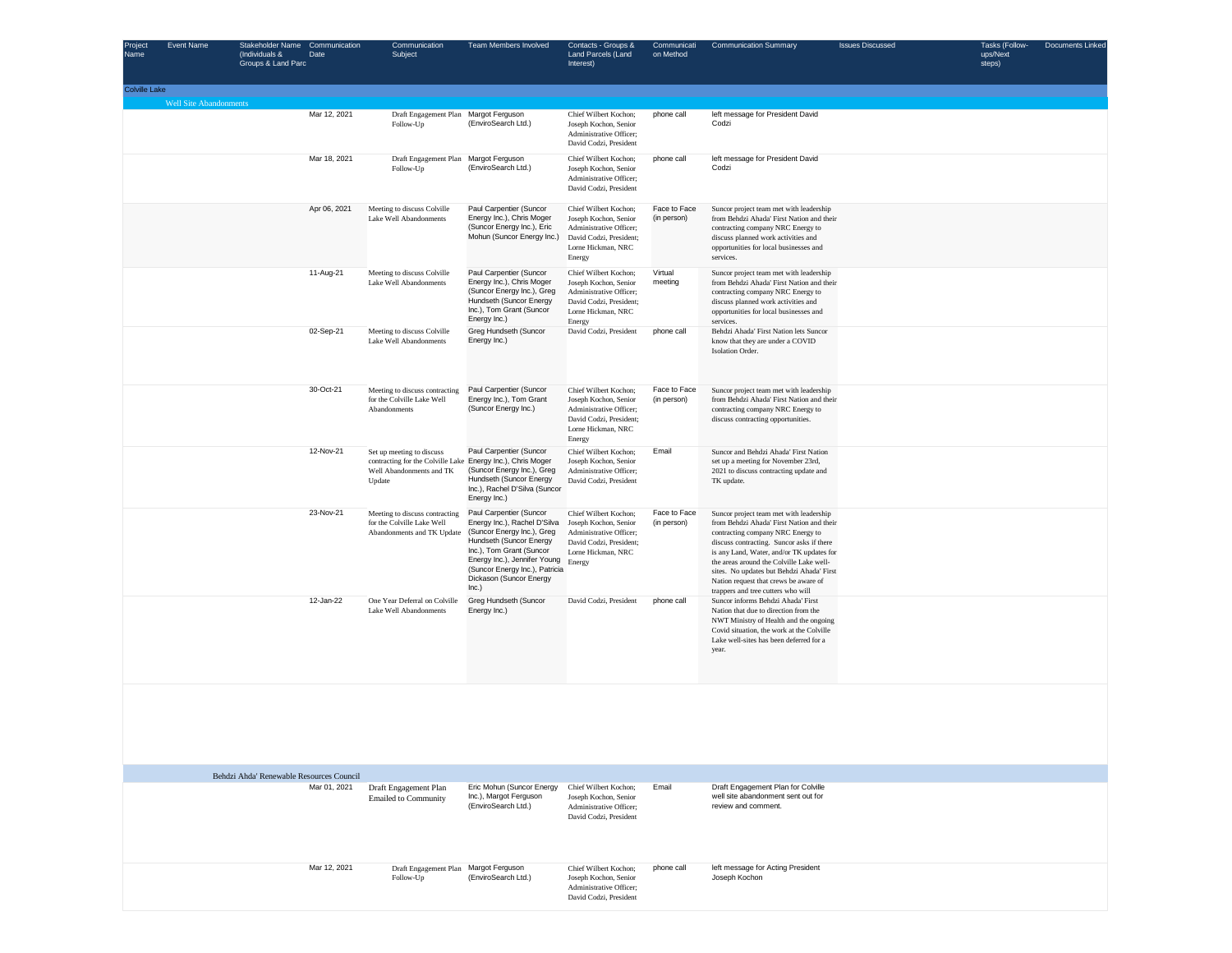| Project Name | Event Name | Stakeholder Name (Individuals & Groups & Land Parc | Communication Date | Communication Subject | Team Members Involved | Contacts - Groups & Land Parcels (Land Interest) | Communication Method | Communication Summary | Issues Discussed | Tasks (Follow-ups/Next steps) | Documents Linked |
|---|---|---|---|---|---|---|---|---|---|---|---|
| Colville Lake | | | | | | | | | | | |
| | Well Site Abandonments | | | | | | | | | | |
| | | | Mar 12, 2021 | Draft Engagement Plan Follow-Up | Margot Ferguson (EnviroSearch Ltd.) | Chief Wilbert Kochon; Joseph Kochon, Senior Administrative Officer; David Codzi, President | phone call | left message for President David Codzi | | | |
| | | | Mar 18, 2021 | Draft Engagement Plan Follow-Up | Margot Ferguson (EnviroSearch Ltd.) | Chief Wilbert Kochon; Joseph Kochon, Senior Administrative Officer; David Codzi, President | phone call | left message for President David Codzi | | | |
| | | | Apr 06, 2021 | Meeting to discuss Colville Lake Well Abandonments | Paul Carpentier (Suncor Energy Inc.), Chris Moger (Suncor Energy Inc.), Eric Mohun (Suncor Energy Inc.) | Chief Wilbert Kochon; Joseph Kochon, Senior Administrative Officer; David Codzi, President; Lorne Hickman, NRC Energy | Face to Face (in person) | Suncor project team met with leadership from Behdzi Ahada' First Nation and their contracting company NRC Energy to discuss planned work activities and opportunities for local businesses and services. | | | |
| | | | 11-Aug-21 | Meeting to discuss Colville Lake Well Abandonments | Paul Carpentier (Suncor Energy Inc.), Chris Moger (Suncor Energy Inc.), Greg Hundseth (Suncor Energy Inc.), Tom Grant (Suncor Energy Inc.) | Chief Wilbert Kochon; Joseph Kochon, Senior Administrative Officer; David Codzi, President; Lorne Hickman, NRC Energy | Virtual meeting | Suncor project team met with leadership from Behdzi Ahada' First Nation and their contracting company NRC Energy to discuss planned work activities and opportunities for local businesses and services. | | | |
| | | | 02-Sep-21 | Meeting to discuss Colville Lake Well Abandonments | Greg Hundseth (Suncor Energy Inc.) | David Codzi, President | phone call | Behdzi Ahada' First Nation lets Suncor know that they are under a COVID Isolation Order. | | | |
| | | | 30-Oct-21 | Meeting to discuss contracting for the Colville Lake Well Abandonments | Paul Carpentier (Suncor Energy Inc.), Tom Grant (Suncor Energy Inc.) | Chief Wilbert Kochon; Joseph Kochon, Senior Administrative Officer; David Codzi, President; Lorne Hickman, NRC Energy | Face to Face (in person) | Suncor project team met with leadership from Behdzi Ahada' First Nation and their contracting company NRC Energy to discuss contracting opportunities. | | | |
| | | | 12-Nov-21 | Set up meeting to discuss contracting for the Colville Lake Well Abandonments and TK Update | Paul Carpentier (Suncor Energy Inc.), Chris Moger (Suncor Energy Inc.), Greg Hundseth (Suncor Energy Inc.), Rachel D'Silva (Suncor Energy Inc.) | Chief Wilbert Kochon; Joseph Kochon, Senior Administrative Officer; David Codzi, President | Email | Suncor and Behdzi Ahada' First Nation set up a meeting for November 23rd, 2021 to discuss contracting update and TK update. | | | |
| | | | 23-Nov-21 | Meeting to discuss contracting for the Colville Lake Well Abandonments and TK Update | Paul Carpentier (Suncor Energy Inc.), Rachel D'Silva (Suncor Energy Inc.), Greg Hundseth (Suncor Energy Inc.), Tom Grant (Suncor Energy Inc.), Jennifer Young (Suncor Energy Inc.), Patricia Dickason (Suncor Energy Inc.) | Chief Wilbert Kochon; Joseph Kochon, Senior Administrative Officer; David Codzi, President; Lorne Hickman, NRC Energy | Face to Face (in person) | Suncor project team met with leadership from Behdzi Ahada' First Nation and their contracting company NRC Energy to discuss contracting. Suncor asks if there is any Land, Water, and/or TK updates for the areas around the Colville Lake well-sites. No updates but Behdzi Ahada' First Nation request that crews be aware of trappers and tree cutters who will | | | |
| | | | 12-Jan-22 | One Year Deferral on Colville Lake Well Abandonments | Greg Hundseth (Suncor Energy Inc.) | David Codzi, President | phone call | Suncor informs Behdzi Ahada' First Nation that due to direction from the NWT Ministry of Health and the ongoing Covid situation, the work at the Colville Lake well-sites has been deferred for a year. | | | |
| | | Behdzi Ahda' Renewable Resources Council | | | | | | | | | |
| | | | Mar 01, 2021 | Draft Engagement Plan Emailed to Community | Eric Mohun (Suncor Energy Inc.), Margot Ferguson (EnviroSearch Ltd.) | Chief Wilbert Kochon; Joseph Kochon, Senior Administrative Officer; David Codzi, President | Email | Draft Engagement Plan for Colville well site abandonment sent out for review and comment. | | | |
| | | | Mar 12, 2021 | Draft Engagement Plan Follow-Up | Margot Ferguson (EnviroSearch Ltd.) | Chief Wilbert Kochon; Joseph Kochon, Senior Administrative Officer; David Codzi, President | phone call | left message for Acting President Joseph Kochon | | | |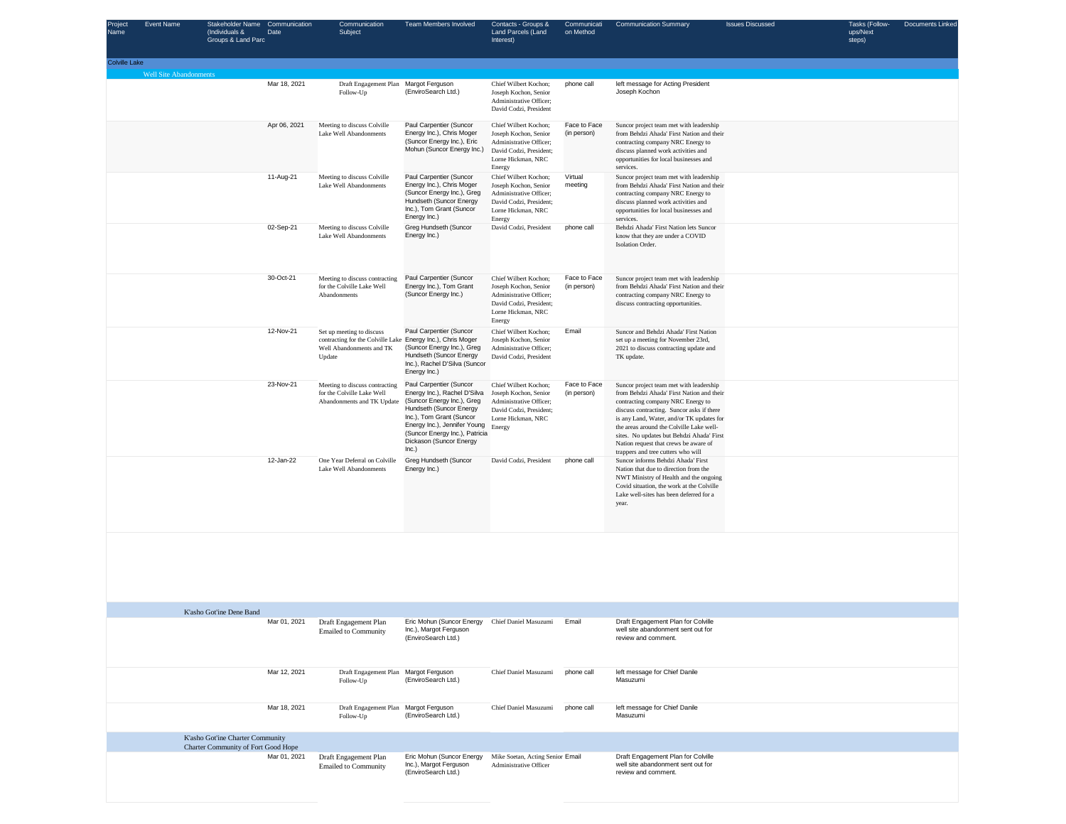| Project Name | Event Name | Stakeholder Name (Individuals & Groups & Land Parc | Communication Date | Communication Subject | Team Members Involved | Contacts - Groups & Land Parcels (Land Interest) | Communication Method | Communication Summary | Issues Discussed | Tasks (Follow-ups/Next steps) | Documents Linked |
|---|---|---|---|---|---|---|---|---|---|---|---|
| Colville Lake | | | | | | | | | | | |
| | Well Site Abandonments | | | | | | | | | | |
| | | | Mar 18, 2021 | Draft Engagement Plan Follow-Up | Margot Ferguson (EnviroSearch Ltd.) | Chief Wilbert Kochon; Joseph Kochon, Senior Administrative Officer; David Codzi, President | phone call | left message for Acting President Joseph Kochon | | | |
| | | | Apr 06, 2021 | Meeting to discuss Colville Lake Well Abandonments | Paul Carpentier (Suncor Energy Inc.), Chris Moger (Suncor Energy Inc.), Eric Mohun (Suncor Energy Inc.) | Chief Wilbert Kochon; Joseph Kochon, Senior Administrative Officer; David Codzi, President; Lorne Hickman, NRC Energy | Face to Face (in person) | Suncor project team met with leadership from Behdzi Ahada' First Nation and their contracting company NRC Energy to discuss planned work activities and opportunities for local businesses and services. | | | |
| | | | 11-Aug-21 | Meeting to discuss Colville Lake Well Abandonments | Paul Carpentier (Suncor Energy Inc.), Chris Moger (Suncor Energy Inc.), Greg Hundseth (Suncor Energy Inc.), Tom Grant (Suncor Energy Inc.) | Chief Wilbert Kochon; Joseph Kochon, Senior Administrative Officer; David Codzi, President; Lorne Hickman, NRC Energy | Virtual meeting | Suncor project team met with leadership from Behdzi Ahada' First Nation and their contracting company NRC Energy to discuss planned work activities and opportunities for local businesses and services. | | | |
| | | | 02-Sep-21 | Meeting to discuss Colville Lake Well Abandonments | Greg Hundseth (Suncor Energy Inc.) | David Codzi, President | phone call | Behdzi Ahada' First Nation lets Suncor know that they are under a COVID Isolation Order. | | | |
| | | | 30-Oct-21 | Meeting to discuss contracting for the Colville Lake Well Abandonments | Paul Carpentier (Suncor Energy Inc.), Tom Grant (Suncor Energy Inc.) | Chief Wilbert Kochon; Joseph Kochon, Senior Administrative Officer; David Codzi, President; Lorne Hickman, NRC Energy | Face to Face (in person) | Suncor project team met with leadership from Behdzi Ahada' First Nation and their contracting company NRC Energy to discuss contracting opportunities. | | | |
| | | | 12-Nov-21 | Set up meeting to discuss contracting for the Colville Lake Well Abandonments and TK Update | Paul Carpentier (Suncor Energy Inc.), Chris Moger (Suncor Energy Inc.), Greg Hundseth (Suncor Energy Inc.), Rachel D'Silva (Suncor Energy Inc.) | Chief Wilbert Kochon; Joseph Kochon, Senior Administrative Officer; David Codzi, President | Email | Suncor and Behdzi Ahada' First Nation set up a meeting for November 23rd, 2021 to discuss contracting update and TK update. | | | |
| | | | 23-Nov-21 | Meeting to discuss contracting for the Colville Lake Well Abandonments and TK Update | Paul Carpentier (Suncor Energy Inc.), Rachel D'Silva (Suncor Energy Inc.), Greg Hundseth (Suncor Energy Inc.), Tom Grant (Suncor Energy Inc.), Jennifer Young (Suncor Energy Inc.), Patricia Dickason (Suncor Energy Inc.) | Chief Wilbert Kochon; Joseph Kochon, Senior Administrative Officer; David Codzi, President; Lorne Hickman, NRC Energy | Face to Face (in person) | Suncor project team met with leadership from Behdzi Ahada' First Nation and their contracting company NRC Energy to discuss contracting. Suncor asks if there is any Land, Water, and/or TK updates for the areas around the Colville Lake well-sites. No updates but Behdzi Ahada' First Nation request that crews be aware of trappers and tree cutters who will | | | |
| | | | 12-Jan-22 | One Year Deferral on Colville Lake Well Abandonments | Greg Hundseth (Suncor Energy Inc.) | David Codzi, President | phone call | Suncor informs Behdzi Ahada' First Nation that due to direction from the NWT Ministry of Health and the ongoing Covid situation, the work at the Colville Lake well-sites has been deferred for a year. | | | |
| | | K'asho Got'ine Dene Band | | | | | | | | | |
| | | | Mar 01, 2021 | Draft Engagement Plan Emailed to Community | Eric Mohun (Suncor Energy Inc.), Margot Ferguson (EnviroSearch Ltd.) | Chief Daniel Masuzumi | Email | Draft Engagement Plan for Colville well site abandonment sent out for review and comment. | | | |
| | | | Mar 12, 2021 | Draft Engagement Plan Follow-Up | Margot Ferguson (EnviroSearch Ltd.) | Chief Daniel Masuzumi | phone call | left message for Chief Danile Masuzumi | | | |
| | | | Mar 18, 2021 | Draft Engagement Plan Follow-Up | Margot Ferguson (EnviroSearch Ltd.) | Chief Daniel Masuzumi | phone call | left message for Chief Danile Masuzumi | | | |
| | | K'asho Got'ine Charter Community Charter Community of Fort Good Hope | | | | | | | | | |
| | | | Mar 01, 2021 | Draft Engagement Plan Emailed to Community | Eric Mohun (Suncor Energy Inc.), Margot Ferguson (EnviroSearch Ltd.) | Mike Soetan, Acting Senior Administrative Officer | Email | Draft Engagement Plan for Colville well site abandonment sent out for review and comment. | | | |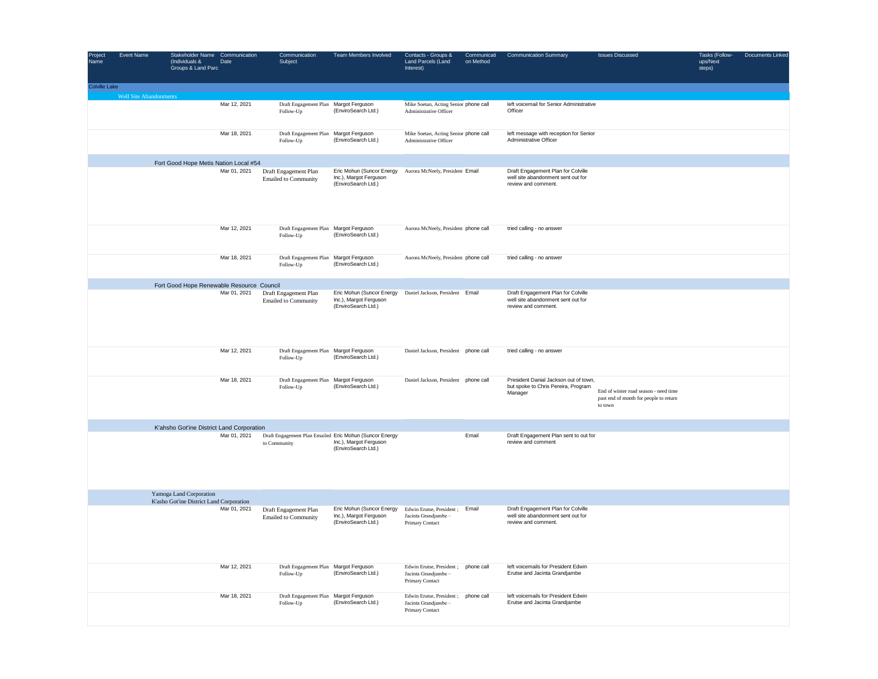| Project Name | Event Name | Stakeholder Name (Individuals & Groups & Land Parc | Communication Date | Communication Subject | Team Members Involved | Contacts - Groups & Land Parcels (Land Interest) | Communication Method | Communication Summary | Issues Discussed | Tasks (Follow-ups/Next steps) | Documents Linked |
|---|---|---|---|---|---|---|---|---|---|---|---|
| Colville Lake | | | | | | | | | | | |
| | Well Site Abandonments | | | | | | | | | | |
| | | | Mar 12, 2021 | Draft Engagement Plan Follow-Up | Margot Ferguson (EnviroSearch Ltd.) | Mike Soetan, Acting Senior Administrative Officer | phone call | left voicemail for Senior Administrative Officer | | | |
| | | | Mar 18, 2021 | Draft Engagement Plan Follow-Up | Margot Ferguson (EnviroSearch Ltd.) | Mike Soetan, Acting Senior Administrative Officer | phone call | left message with reception for Senior Administrative Officer | | | |
| | | Fort Good Hope Metis Nation Local #54 | | | | | | | | | |
| | | | Mar 01, 2021 | Draft Engagement Plan Emailed to Community | Eric Mohun (Suncor Energy Inc.), Margot Ferguson (EnviroSearch Ltd.) | Aurora McNeely, President | Email | Draft Engagement Plan for Colville well site abandonment sent out for review and comment. | | | |
| | | | Mar 12, 2021 | Draft Engagement Plan Follow-Up | Margot Ferguson (EnviroSearch Ltd.) | Aurora McNeely, President | phone call | tried calling - no answer | | | |
| | | | Mar 18, 2021 | Draft Engagement Plan Follow-Up | Margot Ferguson (EnviroSearch Ltd.) | Aurora McNeely, President | phone call | tried calling - no answer | | | |
| | | Fort Good Hope Renewable Resource Council | | | | | | | | | |
| | | | Mar 01, 2021 | Draft Engagement Plan Emailed to Community | Eric Mohun (Suncor Energy Inc.), Margot Ferguson (EnviroSearch Ltd.) | Daniel Jackson, President | Email | Draft Engagement Plan for Colville well site abandonment sent out for review and comment. | | | |
| | | | Mar 12, 2021 | Draft Engagement Plan Follow-Up | Margot Ferguson (EnviroSearch Ltd.) | Daniel Jackson, President | phone call | tried calling - no answer | | | |
| | | | Mar 18, 2021 | Draft Engagement Plan Follow-Up | Margot Ferguson (EnviroSearch Ltd.) | Daniel Jackson, President | phone call | President Danial Jackson out of town, but spoke to Chris Pereira, Program Manager | End of winter road season - need time past end of month for people to return to town | | |
| | | K'ahsho Got'ine District Land Corporation | | | | | | | | | |
| | | | Mar 01, 2021 | Draft Engagement Plan Emailed to Community | Eric Mohun (Suncor Energy Inc.), Margot Ferguson (EnviroSearch Ltd.) | | Email | Draft Engagement Plan sent to out for review and comment | | | |
| | | Yamoga Land Corporation K'asho Got'ine District Land Corporation | | | | | | | | | |
| | | | Mar 01, 2021 | Draft Engagement Plan Emailed to Community | Eric Mohun (Suncor Energy Inc.), Margot Ferguson (EnviroSearch Ltd.) | Edwin Erutse, President ; Jacinta Grandjambe – Primary Contact | Email | Draft Engagement Plan for Colville well site abandonment sent out for review and comment. | | | |
| | | | Mar 12, 2021 | Draft Engagement Plan Follow-Up | Margot Ferguson (EnviroSearch Ltd.) | Edwin Erutse, President ; Jacinta Grandjambe – Primary Contact | phone call | left voicemails for President Edwin Erutse and Jacinta Grandjambe | | | |
| | | | Mar 18, 2021 | Draft Engagement Plan Follow-Up | Margot Ferguson (EnviroSearch Ltd.) | Edwin Erutse, President ; Jacinta Grandjambe – Primary Contact | phone call | left voicemails for President Edwin Erutse and Jacinta Grandjambe | | | |